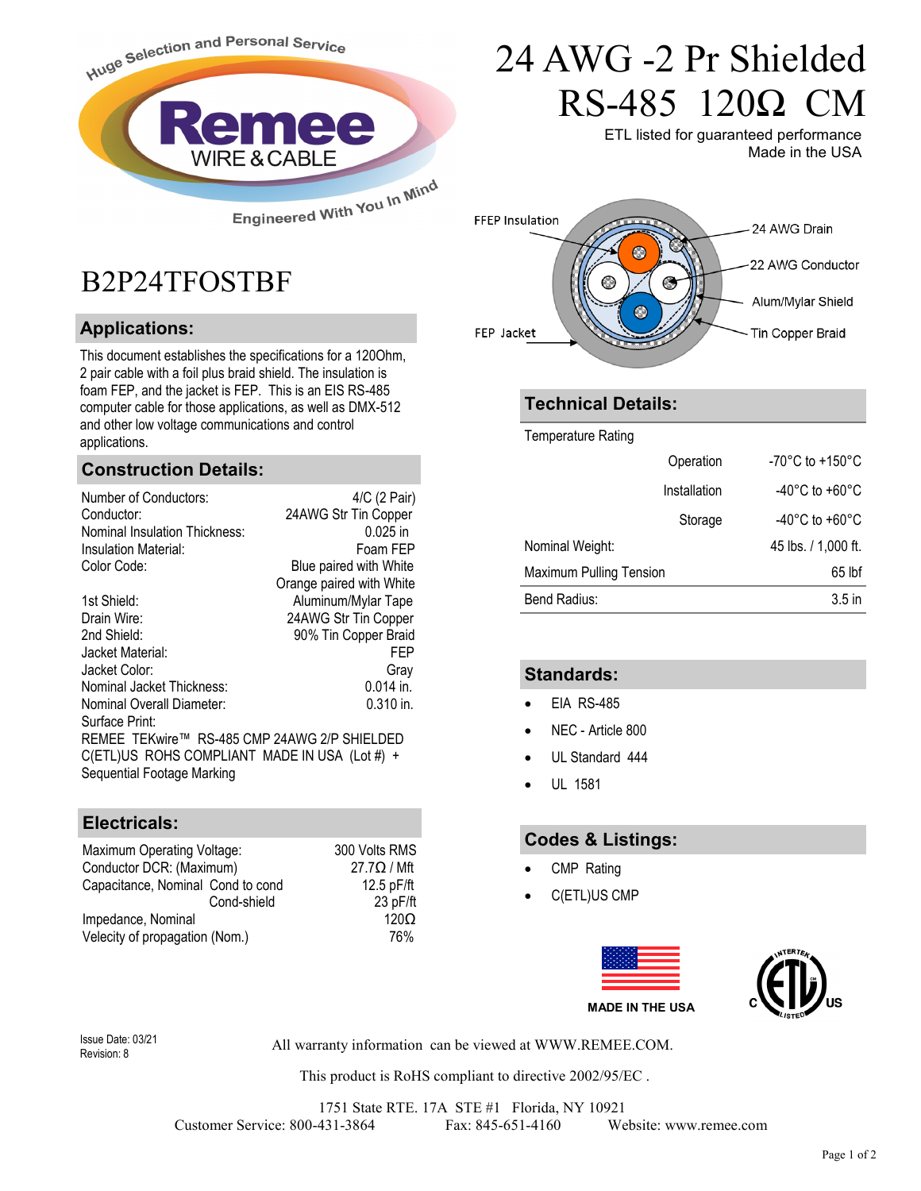Huge Selection and Personal Service

Remee WIRE & CABLE

Engineered With You In Mind

# 24 AWG -2 Pr Shielded RS-485 120Ω CM

ETL listed for guaranteed performance
Made in the USA

## B2P24TFOSTBF

FFEP Insulation — 24 AWG Drain — 22 AWG Conductor — Alum/Mylar Shield — FEP Jacket — Tin Copper Braid

## Applications:

This document establishes the specifications for a 120Ohm, 2 pair cable with a foil plus braid shield. The insulation is foam FEP, and the jacket is FEP. This is an EIS RS-485 computer cable for those applications, as well as DMX-512 and other low voltage communications and control applications.

## Construction Details:

| | |
|---|---|
| Number of Conductors: | 4/C (2 Pair) |
| Conductor: | 24AWG Str Tin Copper |
| Nominal Insulation Thickness: | 0.025 in |
| Insulation Material: | Foam FEP |
| Color Code: | Blue paired with White<br>Orange paired with White |
| 1st Shield: | Aluminum/Mylar Tape |
| Drain Wire: | 24AWG Str Tin Copper |
| 2nd Shield: | 90% Tin Copper Braid |
| Jacket Material: | FEP |
| Jacket Color: | Gray |
| Nominal Jacket Thickness: | 0.014 in. |
| Nominal Overall Diameter: | 0.310 in. |

Surface Print:
REMEE TEKwire™ RS-485 CMP 24AWG 2/P SHIELDED C(ETL)US ROHS COMPLIANT MADE IN USA (Lot #) + Sequential Footage Marking

## Electricals:

| | |
|---|---|
| Maximum Operating Voltage: | 300 Volts RMS |
| Conductor DCR: (Maximum) | 27.7Ω / Mft |
| Capacitance, Nominal Cond to cond | 12.5 pF/ft |
| Cond-shield | 23 pF/ft |
| Impedance, Nominal | 120Ω |
| Velecity of propagation (Nom.) | 76% |

## Technical Details:

| | | |
|---|---|---|
| Temperature Rating | | |
| | Operation | -70°C to +150°C |
| | Installation | -40°C to +60°C |
| | Storage | -40°C to +60°C |
| Nominal Weight: | | 45 lbs. / 1,000 ft. |
| Maximum Pulling Tension | | 65 lbf |
| Bend Radius: | | 3.5 in |

## Standards:

- EIA RS-485
- NEC - Article 800
- UL Standard 444
- UL 1581

## Codes & Listings:

- CMP Rating
- C(ETL)US CMP

MADE IN THE USA

Issue Date: 03/21
Revision: 8

All warranty information can be viewed at WWW.REMEE.COM.

This product is RoHS compliant to directive 2002/95/EC .

1751 State RTE. 17A STE #1 Florida, NY 10921
Customer Service: 800-431-3864 Fax: 845-651-4160 Website: www.remee.com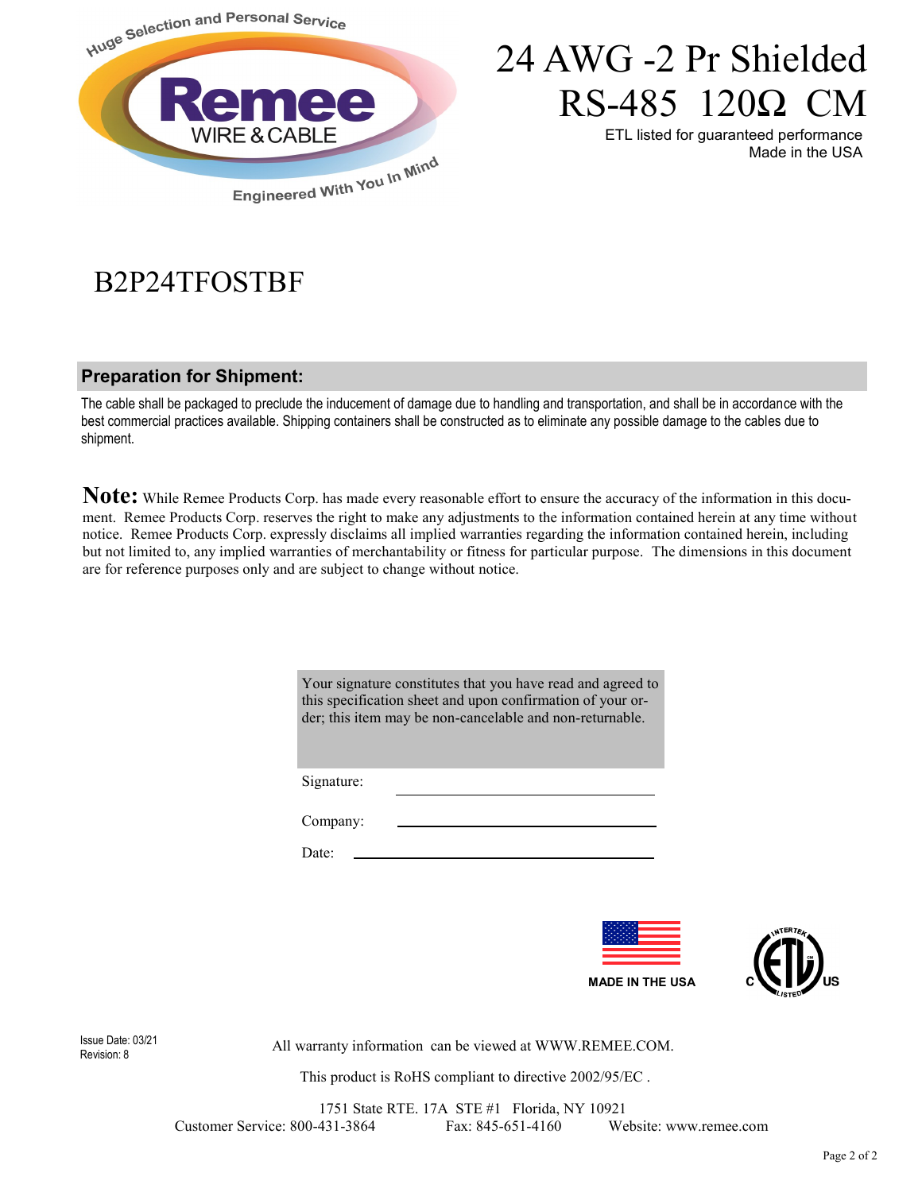Huge Selection and Personal Service

Remee WIRE & CABLE

Engineered With You In Mind

# 24 AWG -2 Pr Shielded RS-485 120Ω CM

ETL listed for guaranteed performance
Made in the USA

## B2P24TFOSTBF

### Preparation for Shipment:

The cable shall be packaged to preclude the inducement of damage due to handling and transportation, and shall be in accordance with the best commercial practices available. Shipping containers shall be constructed as to eliminate any possible damage to the cables due to shipment.

**Note:** While Remee Products Corp. has made every reasonable effort to ensure the accuracy of the information in this document. Remee Products Corp. reserves the right to make any adjustments to the information contained herein at any time without notice. Remee Products Corp. expressly disclaims all implied warranties regarding the information contained herein, including but not limited to, any implied warranties of merchantability or fitness for particular purpose. The dimensions in this document are for reference purposes only and are subject to change without notice.

Your signature constitutes that you have read and agreed to this specification sheet and upon confirmation of your order; this item may be non-cancelable and non-returnable.

Signature: ______________________

Company: ______________________

Date: ______________________

MADE IN THE USA

C ETL US INTERTEK LISTED

Issue Date: 03/21
Revision: 8

All warranty information can be viewed at WWW.REMEE.COM.

This product is RoHS compliant to directive 2002/95/EC .

1751 State RTE. 17A STE #1 Florida, NY 10921
Customer Service: 800-431-3864 Fax: 845-651-4160 Website: www.remee.com